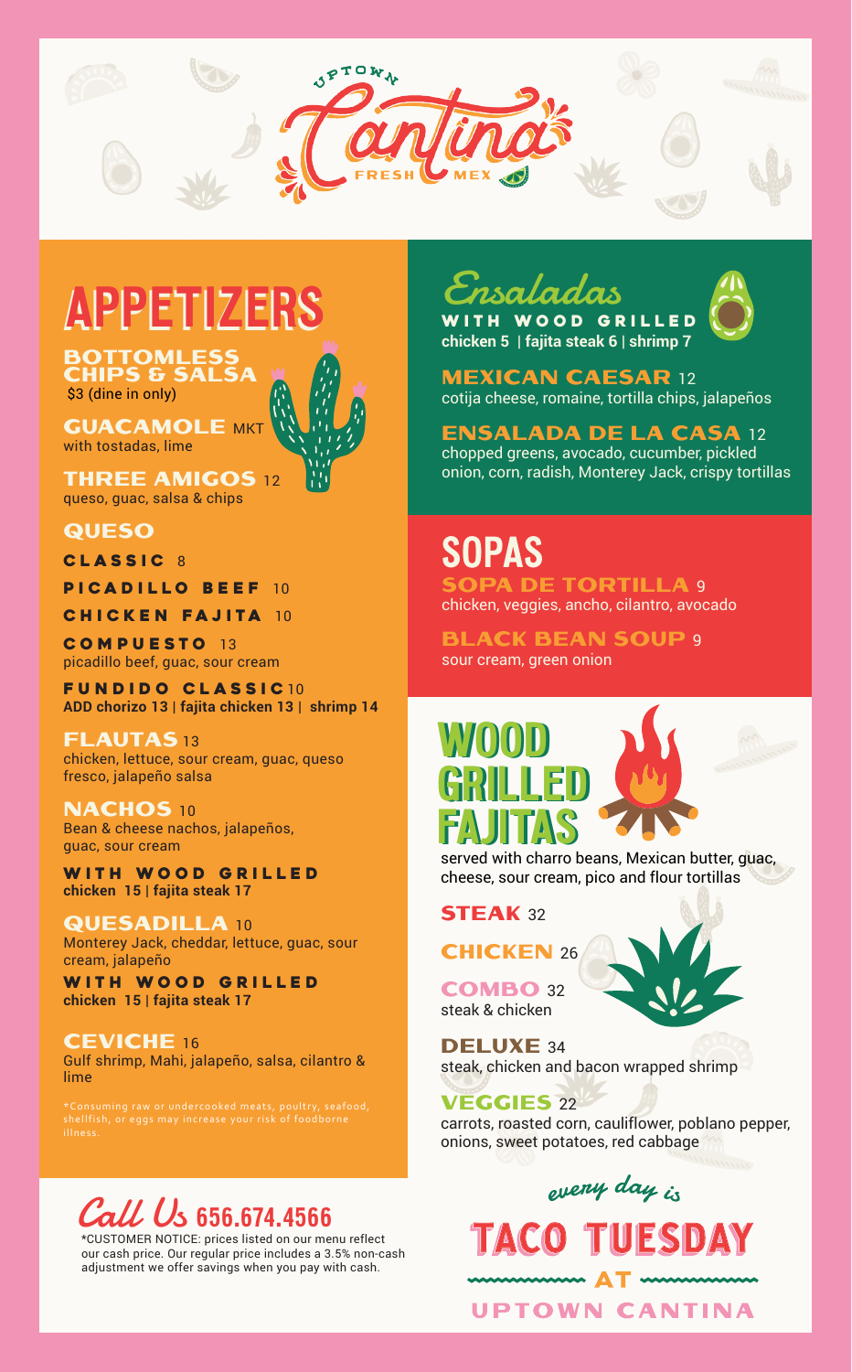# Uptown Cantina

FRESH MEX

## APPETIZERS

### BOTTOMLESS CHIPS & SALSA
$3 (dine in only)

### GUACAMOLE MKT
with tostadas, lime

### THREE AMIGOS 12
queso, guac, salsa & chips

### QUESO

CLASSIC 8

PICADILLO BEEF 10

CHICKEN FAJITA 10

COMPUESTO 13
picadillo beef, guac, sour cream

FUNDIDO CLASSIC 10
**ADD chorizo 13 | fajita chicken 13 | shrimp 14**

### FLAUTAS 13
chicken, lettuce, sour cream, guac, queso fresco, jalapeño salsa

### NACHOS 10
Bean & cheese nachos, jalapeños, guac, sour cream

WITH WOOD GRILLED
**chicken 15 | fajita steak 17**

### QUESADILLA 10
Monterey Jack, cheddar, lettuce, guac, sour cream, jalapeño

WITH WOOD GRILLED
**chicken 15 | fajita steak 17**

### CEVICHE 16
Gulf shrimp, Mahi, jalapeño, salsa, cilantro & lime

*Consuming raw or undercooked meats, poultry, seafood, shellfish, or eggs may increase your risk of foodborne illness.

## Ensaladas

WITH WOOD GRILLED
**chicken 5 | fajita steak 6 | shrimp 7**

### MEXICAN CAESAR 12
cotija cheese, romaine, tortilla chips, jalapeños

### ENSALADA DE LA CASA 12
chopped greens, avocado, cucumber, pickled onion, corn, radish, Monterey Jack, crispy tortillas

## SOPAS

### SOPA DE TORTILLA 9
chicken, veggies, ancho, cilantro, avocado

### BLACK BEAN SOUP 9
sour cream, green onion

## WOOD GRILLED FAJITAS

served with charro beans, Mexican butter, guac, cheese, sour cream, pico and flour tortillas

### STEAK 32

### CHICKEN 26

### COMBO 32
steak & chicken

### DELUXE 34
steak, chicken and bacon wrapped shrimp

### VEGGIES 22
carrots, roasted corn, cauliflower, poblano pepper, onions, sweet potatoes, red cabbage

## Call Us 656.674.4566

*CUSTOMER NOTICE: prices listed on our menu reflect our cash price. Our regular price includes a 3.5% non-cash adjustment we offer savings when you pay with cash.

*every day is*

## TACO TUESDAY

AT

UPTOWN CANTINA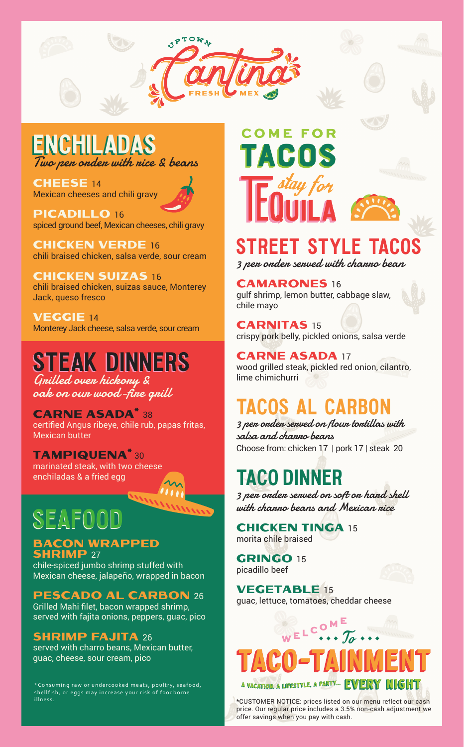UPTOWN

# Cantina

FRESH MEX

## ENCHILADAS

*Two per order with rice & beans*

**CHEESE** 14
Mexican cheeses and chili gravy

**PICADILLO** 16
spiced ground beef, Mexican cheeses, chili gravy

**CHICKEN VERDE** 16
chili braised chicken, salsa verde, sour cream

**CHICKEN SUIZAS** 16
chili braised chicken, suizas sauce, Monterey Jack, queso fresco

**VEGGIE** 14
Monterey Jack cheese, salsa verde, sour cream

## STEAK DINNERS

*Grilled over hickory & oak on our wood-fire grill*

**CARNE ASADA*** 38
certified Angus ribeye, chile rub, papas fritas, Mexican butter

**TAMPIQUENA*** 30
marinated steak, with two cheese enchiladas & a fried egg

## SEAFOOD

**BACON WRAPPED SHRIMP** 27
chile-spiced jumbo shrimp stuffed with Mexican cheese, jalapeño, wrapped in bacon

**PESCADO AL CARBON** 26
Grilled Mahi filet, bacon wrapped shrimp, served with fajita onions, peppers, guac, pico

**SHRIMP FAJITA** 26
served with charro beans, Mexican butter, guac, cheese, sour cream, pico

*Consuming raw or undercooked meats, poultry, seafood, shellfish, or eggs may increase your risk of foodborne illness.

COME FOR **TACOS** *stay for* **TEQUILA**

## STREET STYLE TACOS

*3 per order served with charro bean*

**CAMARONES** 16
gulf shrimp, lemon butter, cabbage slaw, chile mayo

**CARNITAS** 15
crispy pork belly, pickled onions, salsa verde

**CARNE ASADA** 17
wood grilled steak, pickled red onion, cilantro, lime chimichurri

## TACOS AL CARBON

*3 per order served on flour tortillas with salsa and charro beans*

Choose from: chicken 17 | pork 17 | steak 20

## TACO DINNER

*3 per order served on soft or hard shell with charro beans and Mexican rice*

**CHICKEN TINGA** 15
morita chile braised

**GRINGO** 15
picadillo beef

**VEGETABLE** 15
guac, lettuce, tomatoes, cheddar cheese

WELCOME ... To ...

**TACO-TAINMENT**

A VACATION, A LIFESTYLE, A PARTY... EVERY NIGHT

*CUSTOMER NOTICE: prices listed on our menu reflect our cash price. Our regular price includes a 3.5% non-cash adjustment we offer savings when you pay with cash.